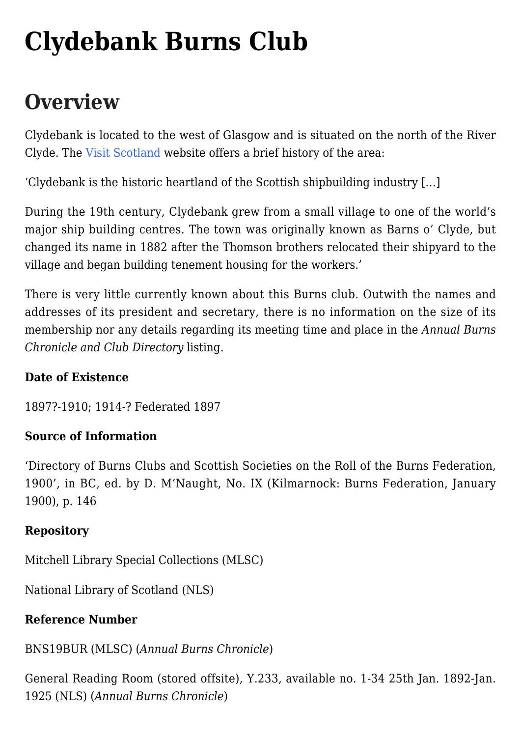# Clydebank Burns Club

## Overview

Clydebank is located to the west of Glasgow and is situated on the north of the River Clyde. The Visit Scotland website offers a brief history of the area:

'Clydebank is the historic heartland of the Scottish shipbuilding industry […]

During the 19th century, Clydebank grew from a small village to one of the world's major ship building centres. The town was originally known as Barns o' Clyde, but changed its name in 1882 after the Thomson brothers relocated their shipyard to the village and began building tenement housing for the workers.'

There is very little currently known about this Burns club. Outwith the names and addresses of its president and secretary, there is no information on the size of its membership nor any details regarding its meeting time and place in the *Annual Burns Chronicle and Club Directory* listing.

**Date of Existence**

1897?-1910; 1914-? Federated 1897

**Source of Information**

'Directory of Burns Clubs and Scottish Societies on the Roll of the Burns Federation, 1900', in BC, ed. by D. M'Naught, No. IX (Kilmarnock: Burns Federation, January 1900), p. 146

**Repository**

Mitchell Library Special Collections (MLSC)

National Library of Scotland (NLS)

**Reference Number**

BNS19BUR (MLSC) (*Annual Burns Chronicle*)

General Reading Room (stored offsite), Y.233, available no. 1-34 25th Jan. 1892-Jan. 1925 (NLS) (*Annual Burns Chronicle*)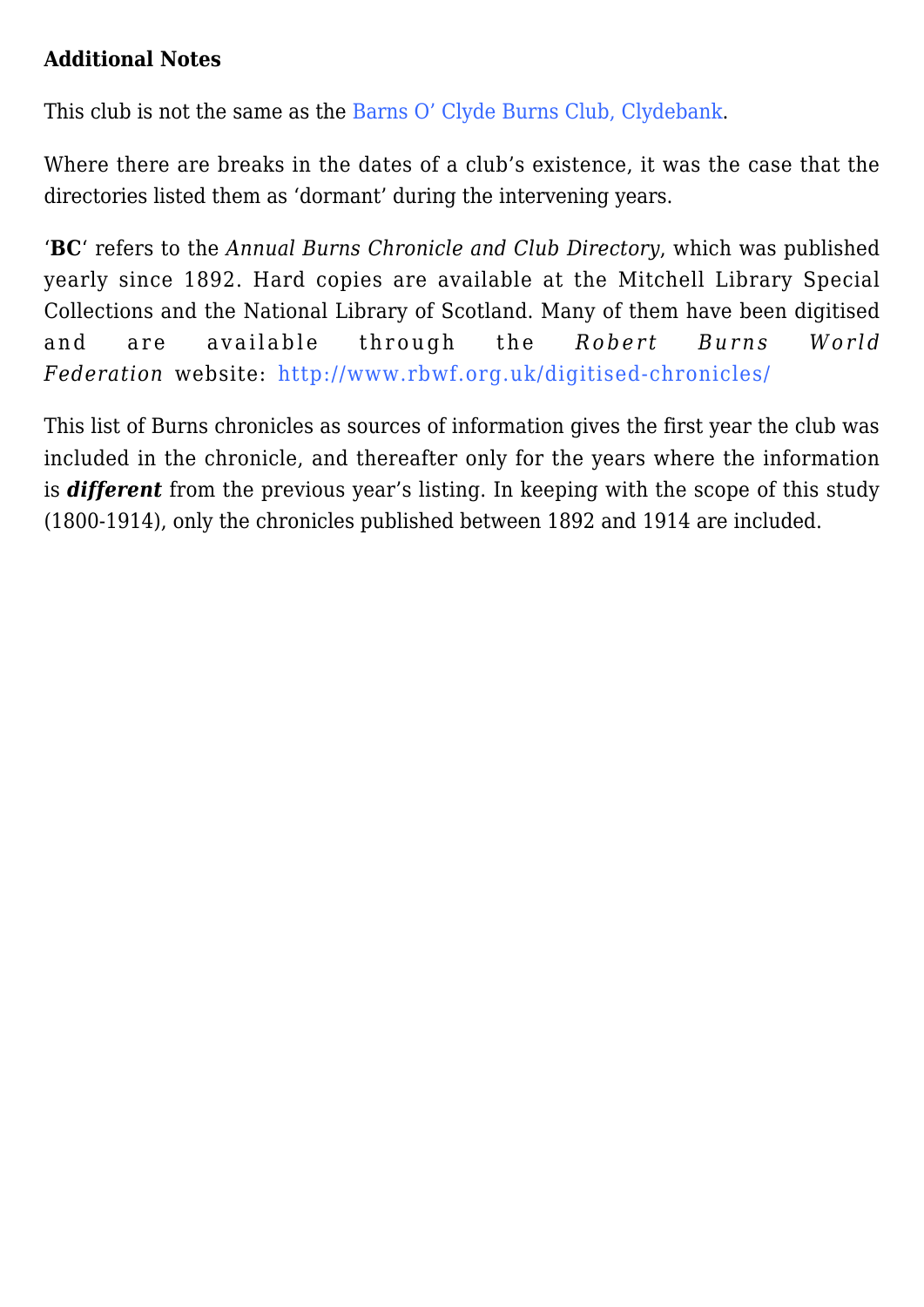**Additional Notes**

This club is not the same as the Barns O' Clyde Burns Club, Clydebank.

Where there are breaks in the dates of a club's existence, it was the case that the directories listed them as 'dormant' during the intervening years.

'**BC**' refers to the *Annual Burns Chronicle and Club Directory*, which was published yearly since 1892. Hard copies are available at the Mitchell Library Special Collections and the National Library of Scotland. Many of them have been digitised and are available through the *Robert Burns World Federation* website: http://www.rbwf.org.uk/digitised-chronicles/

This list of Burns chronicles as sources of information gives the first year the club was included in the chronicle, and thereafter only for the years where the information is ***different*** from the previous year's listing. In keeping with the scope of this study (1800-1914), only the chronicles published between 1892 and 1914 are included.